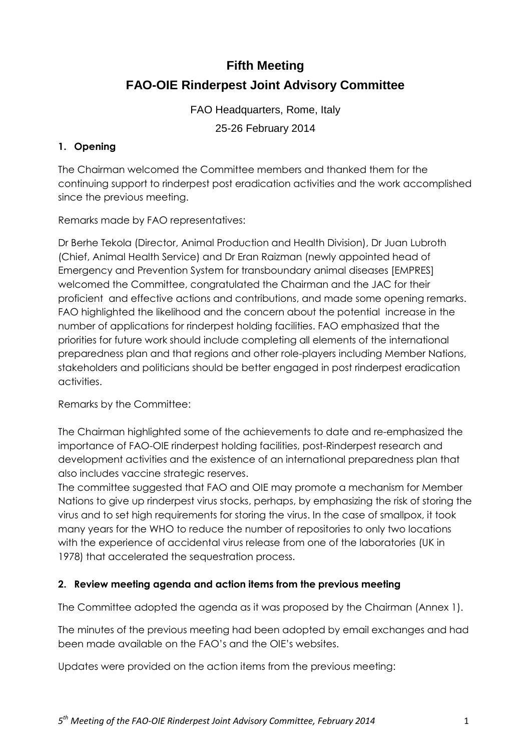# Fifth Meeting

# FAO-OIE Rinderpest Joint Advisory Committee

FAO Headquarters, Rome, Italy

25-26 February 2014

## 1. Opening

The Chairman welcomed the Committee members and thanked them for the continuing support to rinderpest post eradication activities and the work accomplished since the previous meeting.

Remarks made by FAO representatives:

Dr Berhe Tekola (Director, Animal Production and Health Division), Dr Juan Lubroth (Chief, Animal Health Service) and Dr Eran Raizman (newly appointed head of Emergency and Prevention System for transboundary animal diseases [EMPRES] welcomed the Committee, congratulated the Chairman and the JAC for their proficient and effective actions and contributions, and made some opening remarks. FAO highlighted the likelihood and the concern about the potential increase in the number of applications for rinderpest holding facilities. FAO emphasized that the priorities for future work should include completing all elements of the international preparedness plan and that regions and other role-players including Member Nations, stakeholders and politicians should be better engaged in post rinderpest eradication activities.

Remarks by the Committee:

The Chairman highlighted some of the achievements to date and re-emphasized the importance of FAO-OIE rinderpest holding facilities, post-Rinderpest research and development activities and the existence of an international preparedness plan that also includes vaccine strategic reserves.

The committee suggested that FAO and OIE may promote a mechanism for Member Nations to give up rinderpest virus stocks, perhaps, by emphasizing the risk of storing the virus and to set high requirements for storing the virus. In the case of smallpox, it took many years for the WHO to reduce the number of repositories to only two locations with the experience of accidental virus release from one of the laboratories (UK in 1978) that accelerated the sequestration process.

## 2. Review meeting agenda and action items from the previous meeting

The Committee adopted the agenda as it was proposed by the Chairman (Annex 1).

The minutes of the previous meeting had been adopted by email exchanges and had been made available on the FAO's and the OIE's websites.

Updates were provided on the action items from the previous meeting: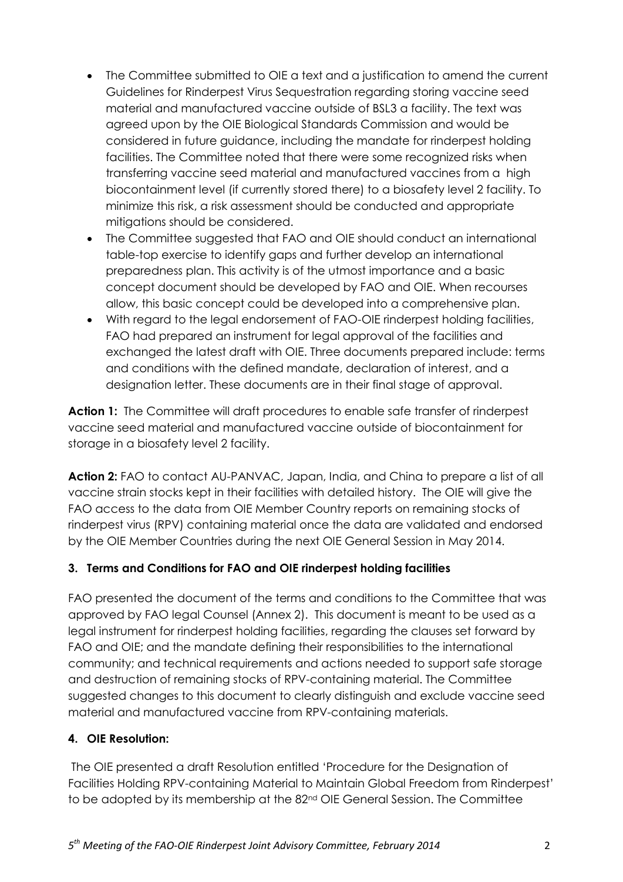- The Committee submitted to OIE a text and a justification to amend the current Guidelines for Rinderpest Virus Sequestration regarding storing vaccine seed material and manufactured vaccine outside of BSL3 a facility. The text was agreed upon by the OIE Biological Standards Commission and would be considered in future guidance, including the mandate for rinderpest holding facilities. The Committee noted that there were some recognized risks when transferring vaccine seed material and manufactured vaccines from a high biocontainment level (if currently stored there) to a biosafety level 2 facility. To minimize this risk, a risk assessment should be conducted and appropriate mitigations should be considered.
- The Committee suggested that FAO and OIE should conduct an international table-top exercise to identify gaps and further develop an international preparedness plan. This activity is of the utmost importance and a basic concept document should be developed by FAO and OIE. When recourses allow, this basic concept could be developed into a comprehensive plan.
- With regard to the legal endorsement of FAO-OIE rinderpest holding facilities, FAO had prepared an instrument for legal approval of the facilities and exchanged the latest draft with OIE. Three documents prepared include: terms and conditions with the defined mandate, declaration of interest, and a designation letter. These documents are in their final stage of approval.

**Action 1:** The Committee will draft procedures to enable safe transfer of rinderpest vaccine seed material and manufactured vaccine outside of biocontainment for storage in a biosafety level 2 facility.

**Action 2:** FAO to contact AU-PANVAC, Japan, India, and China to prepare a list of all vaccine strain stocks kept in their facilities with detailed history. The OIE will give the FAO access to the data from OIE Member Country reports on remaining stocks of rinderpest virus (RPV) containing material once the data are validated and endorsed by the OIE Member Countries during the next OIE General Session in May 2014.

### 3. Terms and Conditions for FAO and OIE rinderpest holding facilities

FAO presented the document of the terms and conditions to the Committee that was approved by FAO legal Counsel (Annex 2). This document is meant to be used as a legal instrument for rinderpest holding facilities, regarding the clauses set forward by FAO and OIE; and the mandate defining their responsibilities to the international community; and technical requirements and actions needed to support safe storage and destruction of remaining stocks of RPV-containing material. The Committee suggested changes to this document to clearly distinguish and exclude vaccine seed material and manufactured vaccine from RPV-containing materials.

### 4. OIE Resolution:

The OIE presented a draft Resolution entitled 'Procedure for the Designation of Facilities Holding RPV-containing Material to Maintain Global Freedom from Rinderpest' to be adopted by its membership at the 82nd OIE General Session. The Committee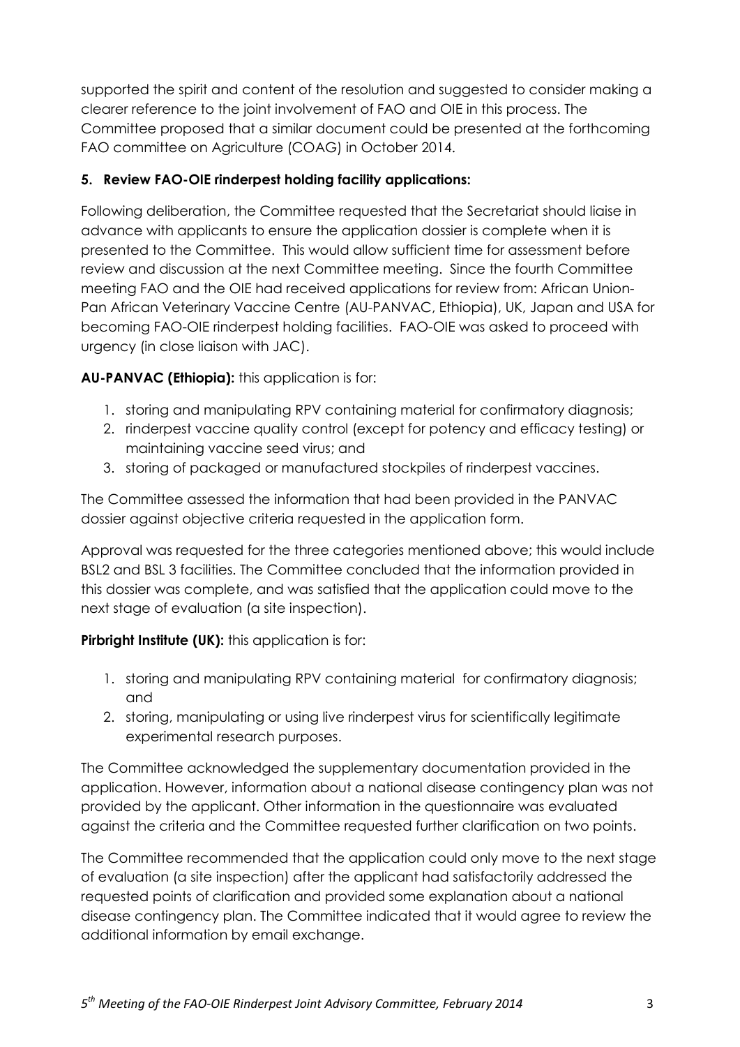supported the spirit and content of the resolution and suggested to consider making a clearer reference to the joint involvement of FAO and OIE in this process. The Committee proposed that a similar document could be presented at the forthcoming FAO committee on Agriculture (COAG) in October 2014.

## 5. Review FAO-OIE rinderpest holding facility applications:

Following deliberation, the Committee requested that the Secretariat should liaise in advance with applicants to ensure the application dossier is complete when it is presented to the Committee. This would allow sufficient time for assessment before review and discussion at the next Committee meeting. Since the fourth Committee meeting FAO and the OIE had received applications for review from: African Union-Pan African Veterinary Vaccine Centre (AU-PANVAC, Ethiopia), UK, Japan and USA for becoming FAO-OIE rinderpest holding facilities. FAO-OIE was asked to proceed with urgency (in close liaison with JAC).

**AU-PANVAC (Ethiopia):** this application is for:

1. storing and manipulating RPV containing material for confirmatory diagnosis;
2. rinderpest vaccine quality control (except for potency and efficacy testing) or maintaining vaccine seed virus; and
3. storing of packaged or manufactured stockpiles of rinderpest vaccines.

The Committee assessed the information that had been provided in the PANVAC dossier against objective criteria requested in the application form.

Approval was requested for the three categories mentioned above; this would include BSL2 and BSL 3 facilities. The Committee concluded that the information provided in this dossier was complete, and was satisfied that the application could move to the next stage of evaluation (a site inspection).

**Pirbright Institute (UK):** this application is for:

1. storing and manipulating RPV containing material for confirmatory diagnosis; and
2. storing, manipulating or using live rinderpest virus for scientifically legitimate experimental research purposes.

The Committee acknowledged the supplementary documentation provided in the application. However, information about a national disease contingency plan was not provided by the applicant. Other information in the questionnaire was evaluated against the criteria and the Committee requested further clarification on two points.

The Committee recommended that the application could only move to the next stage of evaluation (a site inspection) after the applicant had satisfactorily addressed the requested points of clarification and provided some explanation about a national disease contingency plan. The Committee indicated that it would agree to review the additional information by email exchange.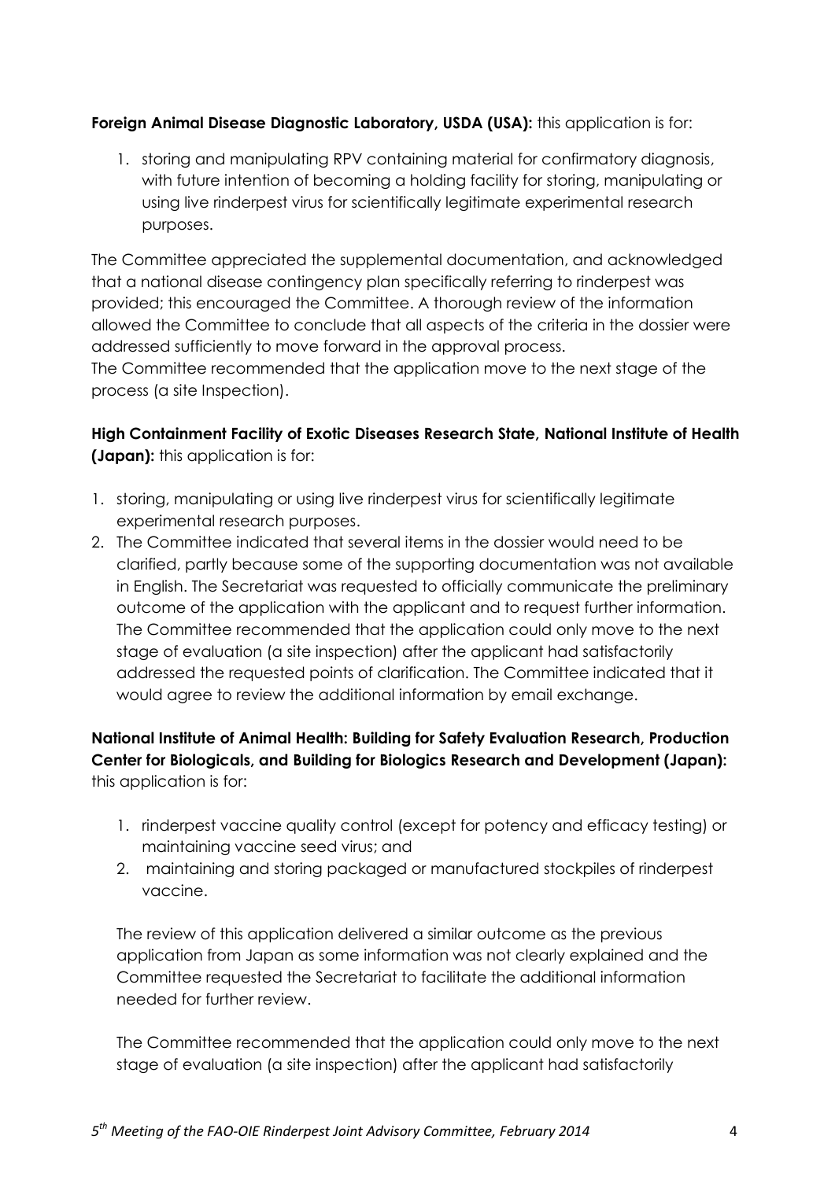**Foreign Animal Disease Diagnostic Laboratory, USDA (USA):** this application is for:

1. storing and manipulating RPV containing material for confirmatory diagnosis, with future intention of becoming a holding facility for storing, manipulating or using live rinderpest virus for scientifically legitimate experimental research purposes.

The Committee appreciated the supplemental documentation, and acknowledged that a national disease contingency plan specifically referring to rinderpest was provided; this encouraged the Committee. A thorough review of the information allowed the Committee to conclude that all aspects of the criteria in the dossier were addressed sufficiently to move forward in the approval process.
The Committee recommended that the application move to the next stage of the process (a site Inspection).

**High Containment Facility of Exotic Diseases Research State, National Institute of Health (Japan):** this application is for:

1. storing, manipulating or using live rinderpest virus for scientifically legitimate experimental research purposes.
2. The Committee indicated that several items in the dossier would need to be clarified, partly because some of the supporting documentation was not available in English. The Secretariat was requested to officially communicate the preliminary outcome of the application with the applicant and to request further information. The Committee recommended that the application could only move to the next stage of evaluation (a site inspection) after the applicant had satisfactorily addressed the requested points of clarification. The Committee indicated that it would agree to review the additional information by email exchange.

**National Institute of Animal Health: Building for Safety Evaluation Research, Production Center for Biologicals, and Building for Biologics Research and Development (Japan):** this application is for:

1. rinderpest vaccine quality control (except for potency and efficacy testing) or maintaining vaccine seed virus; and
2. maintaining and storing packaged or manufactured stockpiles of rinderpest vaccine.

The review of this application delivered a similar outcome as the previous application from Japan as some information was not clearly explained and the Committee requested the Secretariat to facilitate the additional information needed for further review.

The Committee recommended that the application could only move to the next stage of evaluation (a site inspection) after the applicant had satisfactorily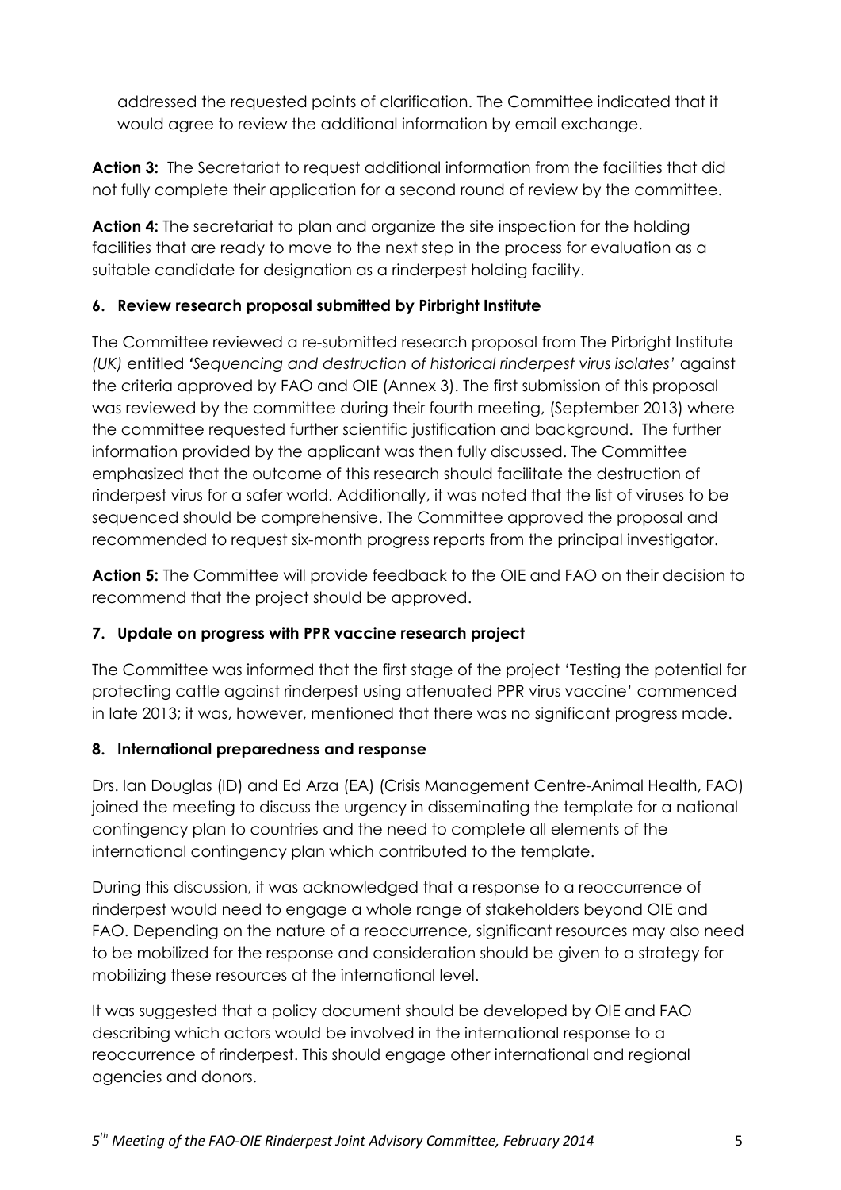addressed the requested points of clarification. The Committee indicated that it would agree to review the additional information by email exchange.

**Action 3:** The Secretariat to request additional information from the facilities that did not fully complete their application for a second round of review by the committee.

**Action 4:** The secretariat to plan and organize the site inspection for the holding facilities that are ready to move to the next step in the process for evaluation as a suitable candidate for designation as a rinderpest holding facility.

## 6. Review research proposal submitted by Pirbright Institute

The Committee reviewed a re-submitted research proposal from The Pirbright Institute *(UK)* entitled *'Sequencing and destruction of historical rinderpest virus isolates'* against the criteria approved by FAO and OIE (Annex 3). The first submission of this proposal was reviewed by the committee during their fourth meeting, (September 2013) where the committee requested further scientific justification and background. The further information provided by the applicant was then fully discussed. The Committee emphasized that the outcome of this research should facilitate the destruction of rinderpest virus for a safer world. Additionally, it was noted that the list of viruses to be sequenced should be comprehensive. The Committee approved the proposal and recommended to request six-month progress reports from the principal investigator.

**Action 5:** The Committee will provide feedback to the OIE and FAO on their decision to recommend that the project should be approved.

## 7. Update on progress with PPR vaccine research project

The Committee was informed that the first stage of the project 'Testing the potential for protecting cattle against rinderpest using attenuated PPR virus vaccine' commenced in late 2013; it was, however, mentioned that there was no significant progress made.

## 8. International preparedness and response

Drs. Ian Douglas (ID) and Ed Arza (EA) (Crisis Management Centre-Animal Health, FAO) joined the meeting to discuss the urgency in disseminating the template for a national contingency plan to countries and the need to complete all elements of the international contingency plan which contributed to the template.

During this discussion, it was acknowledged that a response to a reoccurrence of rinderpest would need to engage a whole range of stakeholders beyond OIE and FAO. Depending on the nature of a reoccurrence, significant resources may also need to be mobilized for the response and consideration should be given to a strategy for mobilizing these resources at the international level.

It was suggested that a policy document should be developed by OIE and FAO describing which actors would be involved in the international response to a reoccurrence of rinderpest. This should engage other international and regional agencies and donors.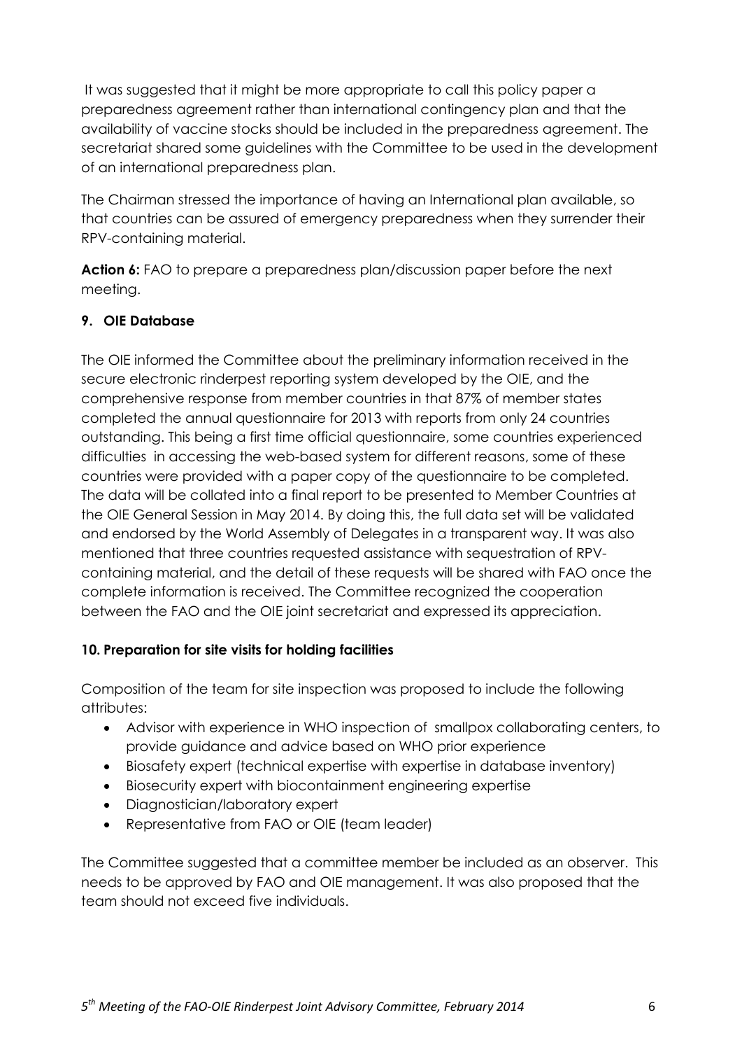It was suggested that it might be more appropriate to call this policy paper a preparedness agreement rather than international contingency plan and that the availability of vaccine stocks should be included in the preparedness agreement. The secretariat shared some guidelines with the Committee to be used in the development of an international preparedness plan.

The Chairman stressed the importance of having an International plan available, so that countries can be assured of emergency preparedness when they surrender their RPV-containing material.

**Action 6:** FAO to prepare a preparedness plan/discussion paper before the next meeting.

### 9. OIE Database

The OIE informed the Committee about the preliminary information received in the secure electronic rinderpest reporting system developed by the OIE, and the comprehensive response from member countries in that 87% of member states completed the annual questionnaire for 2013 with reports from only 24 countries outstanding. This being a first time official questionnaire, some countries experienced difficulties in accessing the web-based system for different reasons, some of these countries were provided with a paper copy of the questionnaire to be completed. The data will be collated into a final report to be presented to Member Countries at the OIE General Session in May 2014. By doing this, the full data set will be validated and endorsed by the World Assembly of Delegates in a transparent way. It was also mentioned that three countries requested assistance with sequestration of RPV-containing material, and the detail of these requests will be shared with FAO once the complete information is received. The Committee recognized the cooperation between the FAO and the OIE joint secretariat and expressed its appreciation.

### 10. Preparation for site visits for holding facilities

Composition of the team for site inspection was proposed to include the following attributes:

- Advisor with experience in WHO inspection of smallpox collaborating centers, to provide guidance and advice based on WHO prior experience
- Biosafety expert (technical expertise with expertise in database inventory)
- Biosecurity expert with biocontainment engineering expertise
- Diagnostician/laboratory expert
- Representative from FAO or OIE (team leader)

The Committee suggested that a committee member be included as an observer. This needs to be approved by FAO and OIE management. It was also proposed that the team should not exceed five individuals.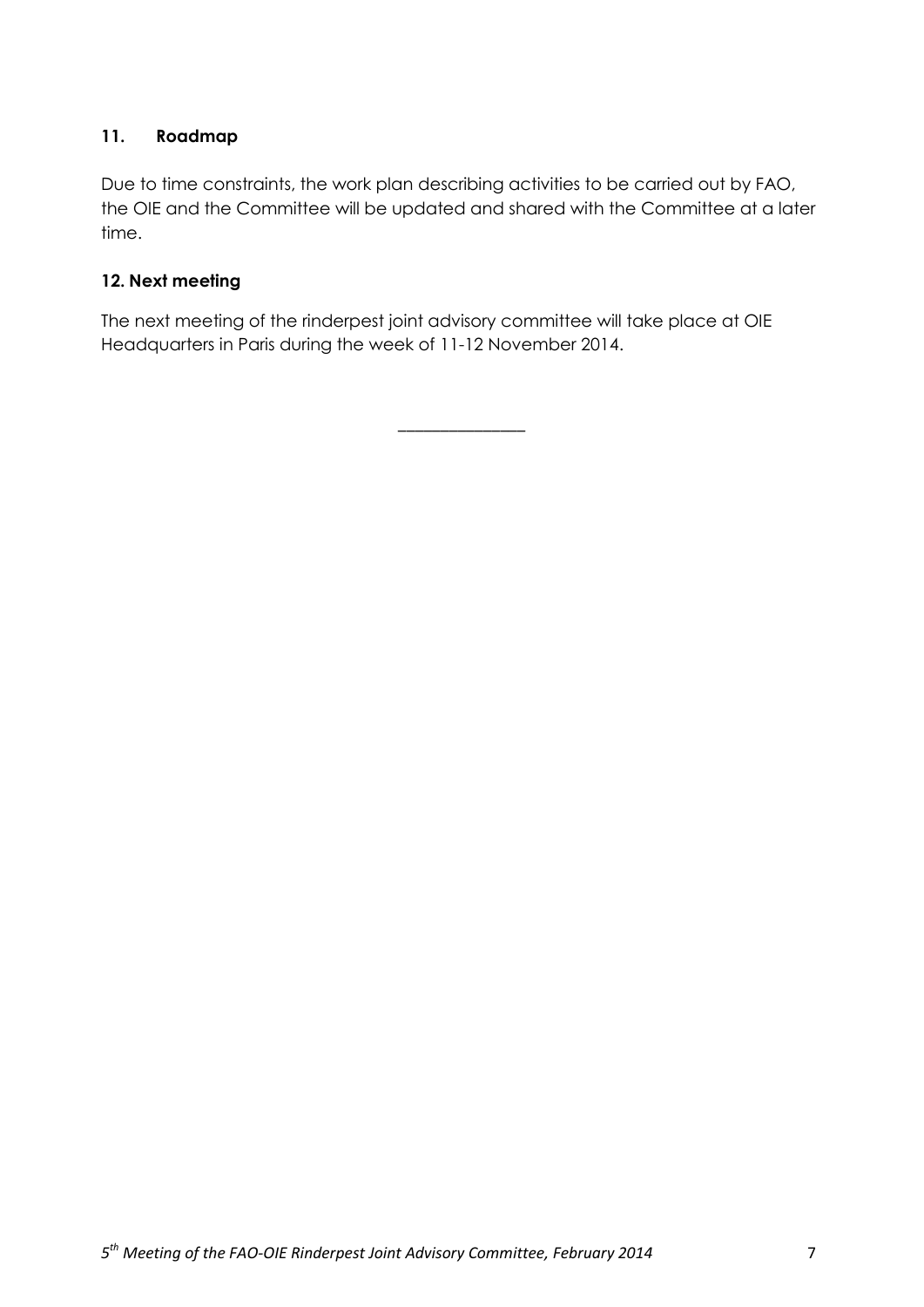## 11. Roadmap

Due to time constraints, the work plan describing activities to be carried out by FAO, the OIE and the Committee will be updated and shared with the Committee at a later time.

## 12. Next meeting

The next meeting of the rinderpest joint advisory committee will take place at OIE Headquarters in Paris during the week of 11-12 November 2014.

_______________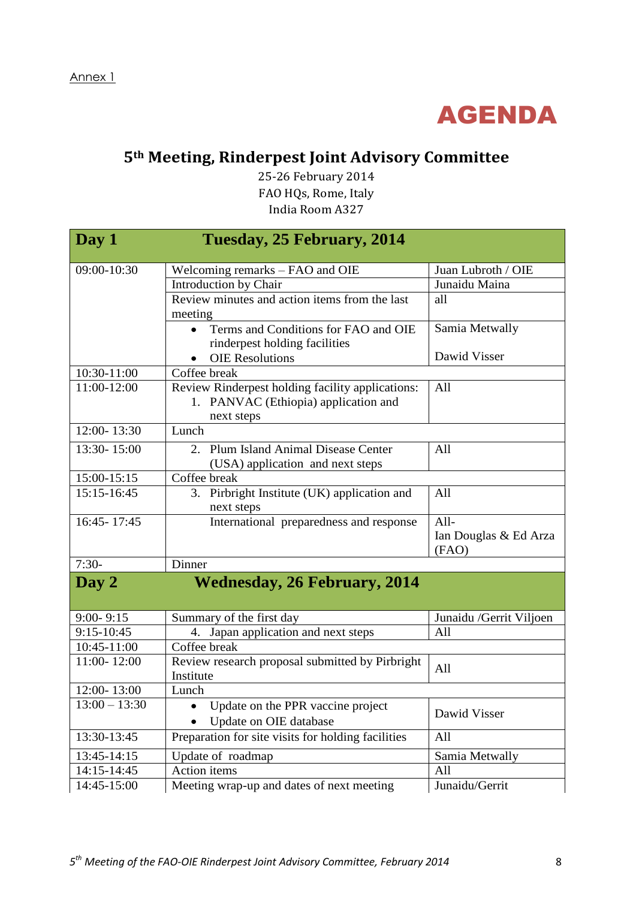Annex 1

# AGENDA

## 5th Meeting, Rinderpest Joint Advisory Committee

25-26 February 2014
FAO HQs, Rome, Italy
India Room A327

| Day 1 | Tuesday, 25 February, 2014 | |
|---|---|---|
| 09:00-10:30 | Welcoming remarks – FAO and OIE | Juan Lubroth / OIE |
| | Introduction by Chair | Junaidu Maina |
| | Review minutes and action items from the last meeting | all |
| | • Terms and Conditions for FAO and OIE rinderpest holding facilities<br>• OIE Resolutions | Samia Metwally<br><br>Dawid Visser |
| 10:30-11:00 | Coffee break | |
| 11:00-12:00 | Review Rinderpest holding facility applications:<br>1. PANVAC (Ethiopia) application and next steps | All |
| 12:00- 13:30 | Lunch | |
| 13:30- 15:00 | 2. Plum Island Animal Disease Center (USA) application and next steps | All |
| 15:00-15:15 | Coffee break | |
| 15:15-16:45 | 3. Pirbright Institute (UK) application and next steps | All |
| 16:45- 17:45 | International preparedness and response | All-<br>Ian Douglas & Ed Arza (FAO) |
| 7:30- | Dinner | |
| **Day 2** | **Wednesday, 26 February, 2014** | |
| 9:00- 9:15 | Summary of the first day | Junaidu /Gerrit Viljoen |
| 9:15-10:45 | 4. Japan application and next steps | All |
| 10:45-11:00 | Coffee break | |
| 11:00- 12:00 | Review research proposal submitted by Pirbright Institute | All |
| 12:00- 13:00 | Lunch | |
| 13:00 – 13:30 | • Update on the PPR vaccine project<br>• Update on OIE database | Dawid Visser |
| 13:30-13:45 | Preparation for site visits for holding facilities | All |
| 13:45-14:15 | Update of roadmap | Samia Metwally |
| 14:15-14:45 | Action items | All |
| 14:45-15:00 | Meeting wrap-up and dates of next meeting | Junaidu/Gerrit |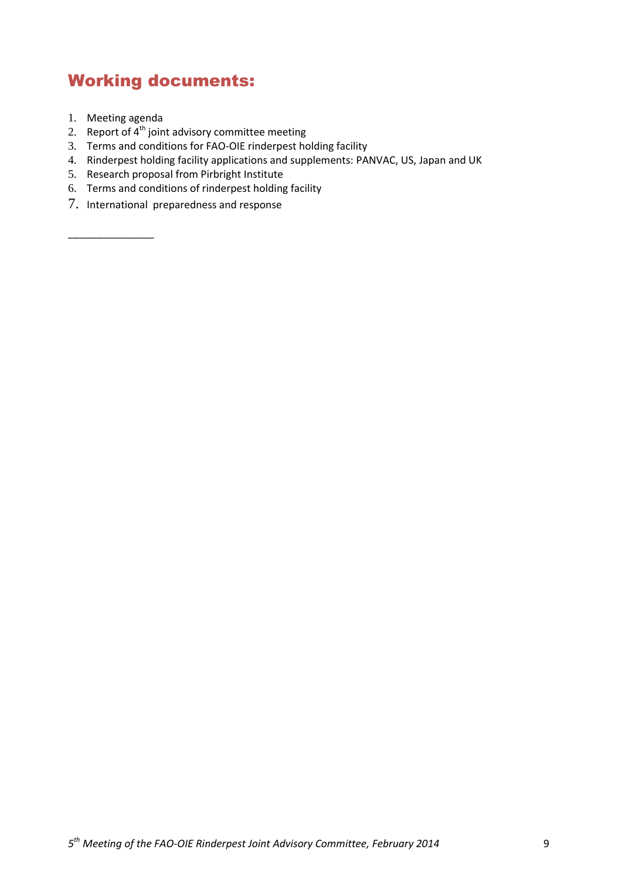## Working documents:

1. Meeting agenda
2. Report of 4th joint advisory committee meeting
3. Terms and conditions for FAO-OIE rinderpest holding facility
4. Rinderpest holding facility applications and supplements: PANVAC, US, Japan and UK
5. Research proposal from Pirbright Institute
6. Terms and conditions of rinderpest holding facility
7. International preparedness and response

______________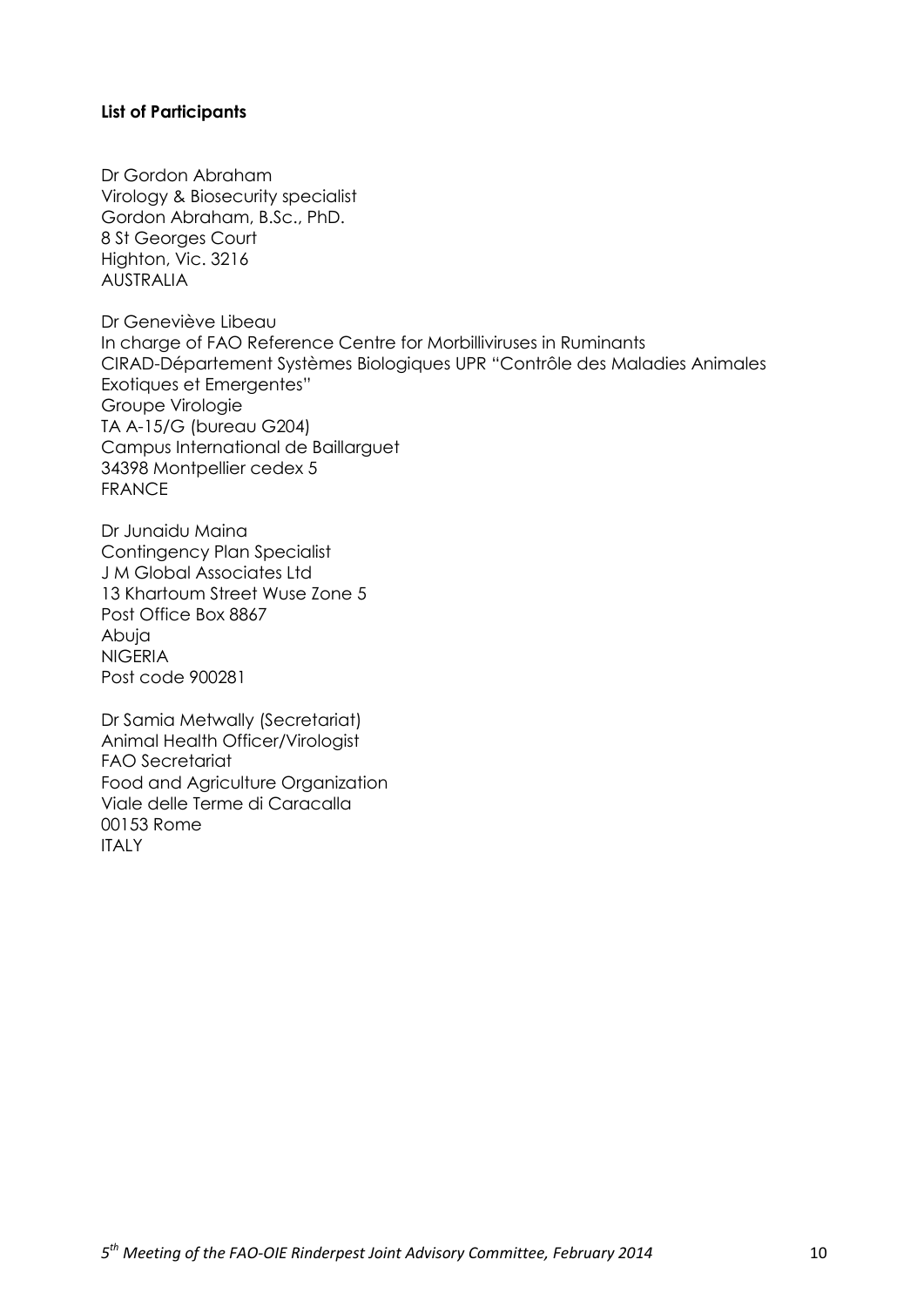**List of Participants**

Dr Gordon Abraham
Virology & Biosecurity specialist
Gordon Abraham, B.Sc., PhD.
8 St Georges Court
Highton, Vic. 3216
AUSTRALIA

Dr Geneviève Libeau
In charge of FAO Reference Centre for Morbilliviruses in Ruminants
CIRAD-Département Systèmes Biologiques UPR "Contrôle des Maladies Animales Exotiques et Emergentes"
Groupe Virologie
TA A-15/G (bureau G204)
Campus International de Baillarguet
34398 Montpellier cedex 5
FRANCE

Dr Junaidu Maina
Contingency Plan Specialist
J M Global Associates Ltd
13 Khartoum Street Wuse Zone 5
Post Office Box 8867
Abuja
NIGERIA
Post code 900281

Dr Samia Metwally (Secretariat)
Animal Health Officer/Virologist
FAO Secretariat
Food and Agriculture Organization
Viale delle Terme di Caracalla
00153 Rome
ITALY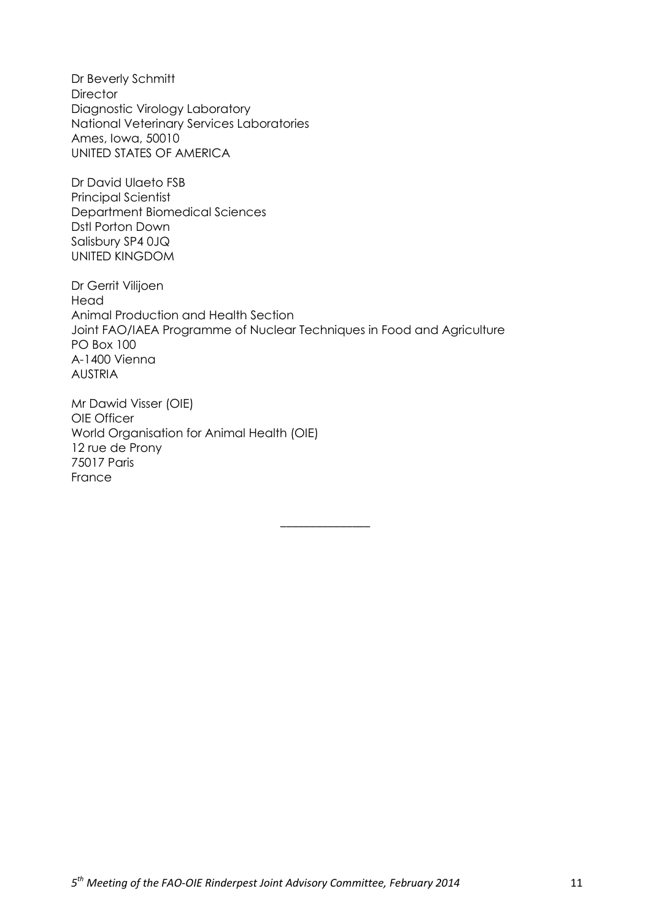Dr Beverly Schmitt
Director
Diagnostic Virology Laboratory
National Veterinary Services Laboratories
Ames, Iowa, 50010
UNITED STATES OF AMERICA

Dr David Ulaeto FSB
Principal Scientist
Department Biomedical Sciences
Dstl Porton Down
Salisbury SP4 0JQ
UNITED KINGDOM

Dr Gerrit Vilijoen
Head
Animal Production and Health Section
Joint FAO/IAEA Programme of Nuclear Techniques in Food and Agriculture
PO Box 100
A-1400 Vienna
AUSTRIA

Mr Dawid Visser (OIE)
OIE Officer
World Organisation for Animal Health (OIE)
12 rue de Prony
75017 Paris
France

______________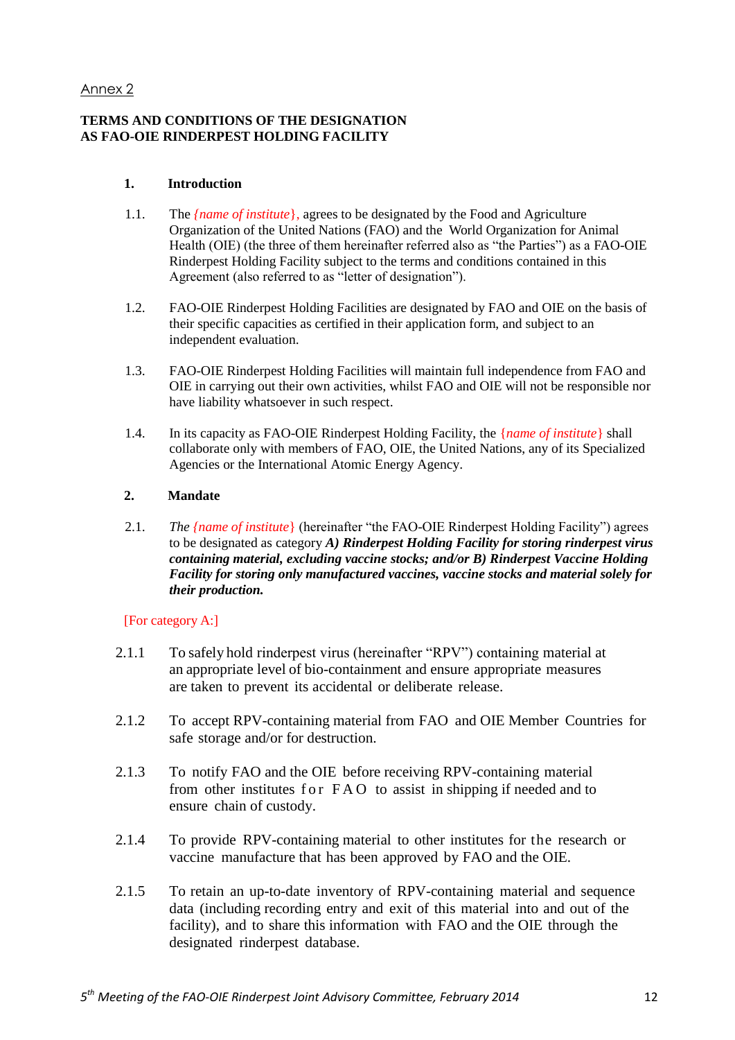Annex 2

**TERMS AND CONDITIONS OF THE DESIGNATION AS FAO-OIE RINDERPEST HOLDING FACILITY**

**1. Introduction**

1.1. The *{name of institute}*, agrees to be designated by the Food and Agriculture Organization of the United Nations (FAO) and the World Organization for Animal Health (OIE) (the three of them hereinafter referred also as "the Parties") as a FAO-OIE Rinderpest Holding Facility subject to the terms and conditions contained in this Agreement (also referred to as "letter of designation").

1.2. FAO-OIE Rinderpest Holding Facilities are designated by FAO and OIE on the basis of their specific capacities as certified in their application form, and subject to an independent evaluation.

1.3. FAO-OIE Rinderpest Holding Facilities will maintain full independence from FAO and OIE in carrying out their own activities, whilst FAO and OIE will not be responsible nor have liability whatsoever in such respect.

1.4. In its capacity as FAO-OIE Rinderpest Holding Facility, the {*name of institute*} shall collaborate only with members of FAO, OIE, the United Nations, any of its Specialized Agencies or the International Atomic Energy Agency.

**2. Mandate**

2.1. *The {name of institute}* (hereinafter "the FAO-OIE Rinderpest Holding Facility") agrees to be designated as category ***A) Rinderpest Holding Facility for storing rinderpest virus containing material, excluding vaccine stocks; and/or B) Rinderpest Vaccine Holding Facility for storing only manufactured vaccines, vaccine stocks and material solely for their production.***

[For category A:]

2.1.1 To safely hold rinderpest virus (hereinafter "RPV") containing material at an appropriate level of bio-containment and ensure appropriate measures are taken to prevent its accidental or deliberate release.

2.1.2 To accept RPV-containing material from FAO and OIE Member Countries for safe storage and/or for destruction.

2.1.3 To notify FAO and the OIE before receiving RPV-containing material from other institutes for FAO to assist in shipping if needed and to ensure chain of custody.

2.1.4 To provide RPV-containing material to other institutes for the research or vaccine manufacture that has been approved by FAO and the OIE.

2.1.5 To retain an up-to-date inventory of RPV-containing material and sequence data (including recording entry and exit of this material into and out of the facility), and to share this information with FAO and the OIE through the designated rinderpest database.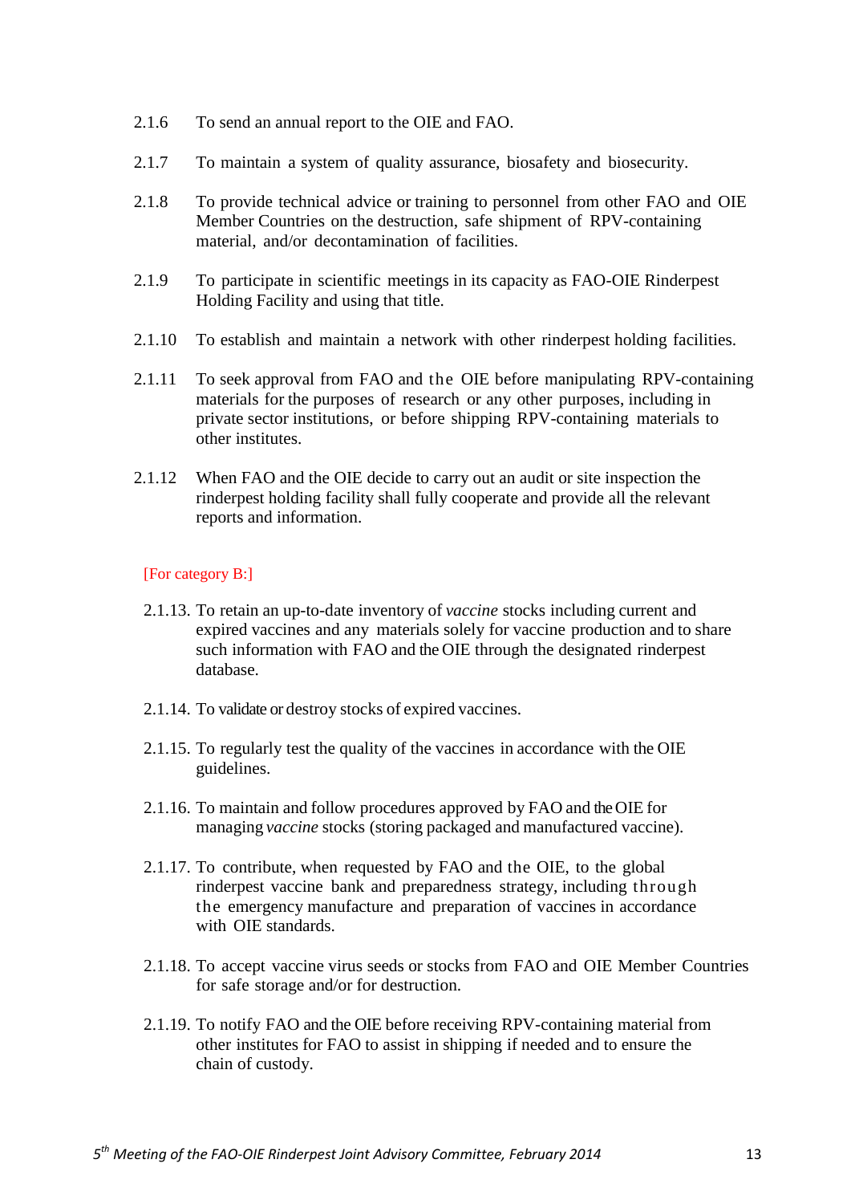2.1.6 To send an annual report to the OIE and FAO.

2.1.7 To maintain a system of quality assurance, biosafety and biosecurity.

2.1.8 To provide technical advice or training to personnel from other FAO and OIE Member Countries on the destruction, safe shipment of RPV-containing material, and/or decontamination of facilities.

2.1.9 To participate in scientific meetings in its capacity as FAO-OIE Rinderpest Holding Facility and using that title.

2.1.10 To establish and maintain a network with other rinderpest holding facilities.

2.1.11 To seek approval from FAO and the OIE before manipulating RPV-containing materials for the purposes of research or any other purposes, including in private sector institutions, or before shipping RPV-containing materials to other institutes.

2.1.12 When FAO and the OIE decide to carry out an audit or site inspection the rinderpest holding facility shall fully cooperate and provide all the relevant reports and information.

[For category B:]

2.1.13. To retain an up-to-date inventory of *vaccine* stocks including current and expired vaccines and any materials solely for vaccine production and to share such information with FAO and the OIE through the designated rinderpest database.

2.1.14. To validate or destroy stocks of expired vaccines.

2.1.15. To regularly test the quality of the vaccines in accordance with the OIE guidelines.

2.1.16. To maintain and follow procedures approved by FAO and the OIE for managing *vaccine* stocks (storing packaged and manufactured vaccine).

2.1.17. To contribute, when requested by FAO and the OIE, to the global rinderpest vaccine bank and preparedness strategy, including through the emergency manufacture and preparation of vaccines in accordance with OIE standards.

2.1.18. To accept vaccine virus seeds or stocks from FAO and OIE Member Countries for safe storage and/or for destruction.

2.1.19. To notify FAO and the OIE before receiving RPV-containing material from other institutes for FAO to assist in shipping if needed and to ensure the chain of custody.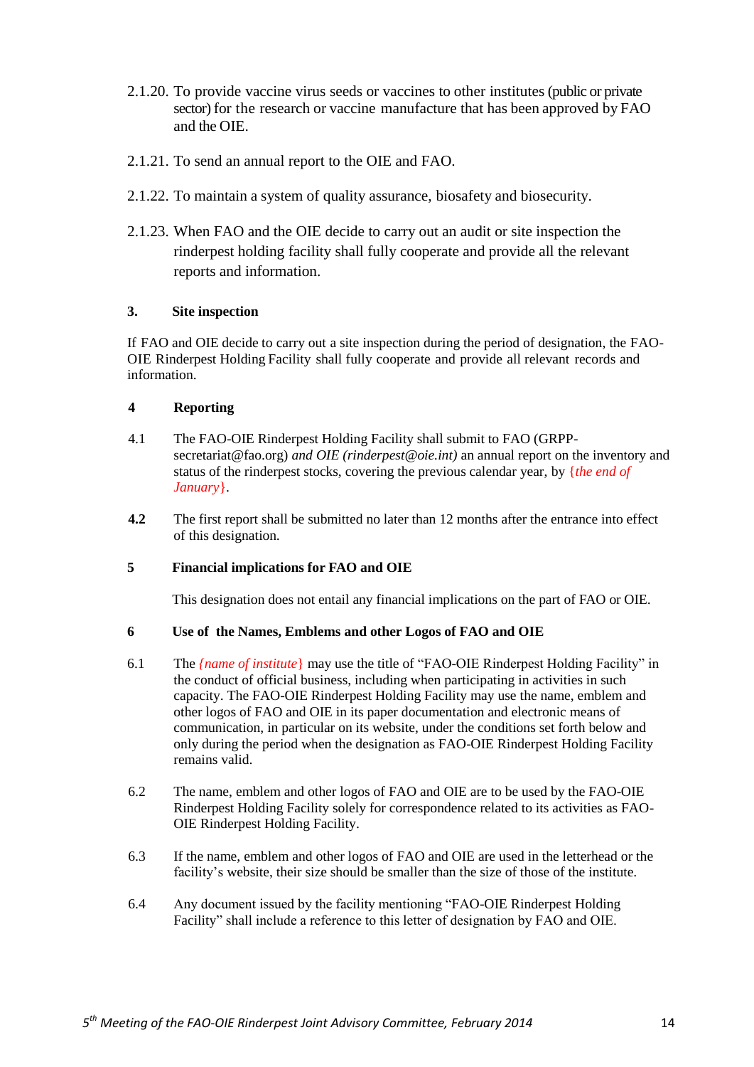2.1.20. To provide vaccine virus seeds or vaccines to other institutes (public or private sector) for the research or vaccine manufacture that has been approved by FAO and the OIE.

2.1.21. To send an annual report to the OIE and FAO.

2.1.22. To maintain a system of quality assurance, biosafety and biosecurity.

2.1.23. When FAO and the OIE decide to carry out an audit or site inspection the rinderpest holding facility shall fully cooperate and provide all the relevant reports and information.

**3. Site inspection**

If FAO and OIE decide to carry out a site inspection during the period of designation, the FAO-OIE Rinderpest Holding Facility shall fully cooperate and provide all relevant records and information.

**4 Reporting**

4.1 The FAO-OIE Rinderpest Holding Facility shall submit to FAO (GRPP-secretariat@fao.org) *and OIE (rinderpest@oie.int)* an annual report on the inventory and status of the rinderpest stocks, covering the previous calendar year, by {*the end of January*}.

**4.2** The first report shall be submitted no later than 12 months after the entrance into effect of this designation.

**5 Financial implications for FAO and OIE**

This designation does not entail any financial implications on the part of FAO or OIE.

**6 Use of the Names, Emblems and other Logos of FAO and OIE**

6.1 The {*name of institute*} may use the title of "FAO-OIE Rinderpest Holding Facility" in the conduct of official business, including when participating in activities in such capacity. The FAO-OIE Rinderpest Holding Facility may use the name, emblem and other logos of FAO and OIE in its paper documentation and electronic means of communication, in particular on its website, under the conditions set forth below and only during the period when the designation as FAO-OIE Rinderpest Holding Facility remains valid.

6.2 The name, emblem and other logos of FAO and OIE are to be used by the FAO-OIE Rinderpest Holding Facility solely for correspondence related to its activities as FAO-OIE Rinderpest Holding Facility.

6.3 If the name, emblem and other logos of FAO and OIE are used in the letterhead or the facility's website, their size should be smaller than the size of those of the institute.

6.4 Any document issued by the facility mentioning "FAO-OIE Rinderpest Holding Facility" shall include a reference to this letter of designation by FAO and OIE.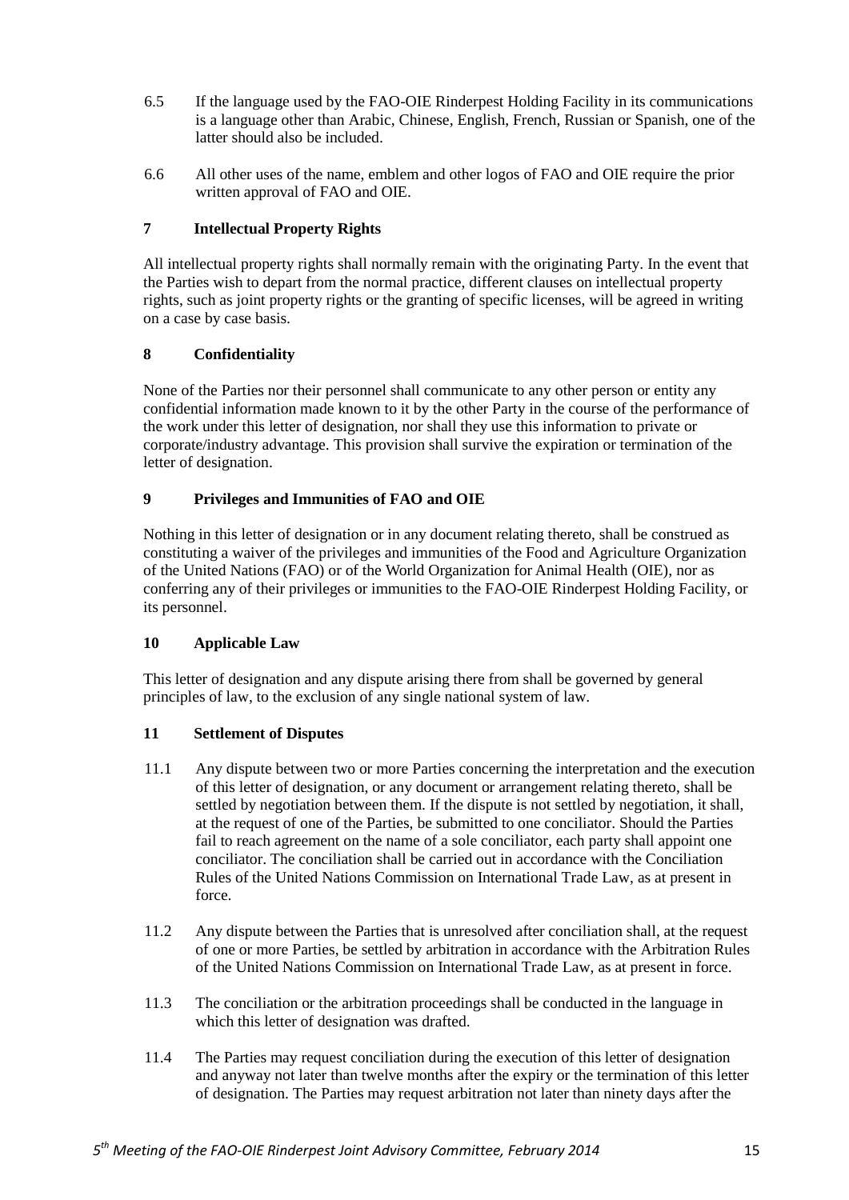6.5 If the language used by the FAO-OIE Rinderpest Holding Facility in its communications is a language other than Arabic, Chinese, English, French, Russian or Spanish, one of the latter should also be included.

6.6 All other uses of the name, emblem and other logos of FAO and OIE require the prior written approval of FAO and OIE.

## 7 Intellectual Property Rights

All intellectual property rights shall normally remain with the originating Party. In the event that the Parties wish to depart from the normal practice, different clauses on intellectual property rights, such as joint property rights or the granting of specific licenses, will be agreed in writing on a case by case basis.

## 8 Confidentiality

None of the Parties nor their personnel shall communicate to any other person or entity any confidential information made known to it by the other Party in the course of the performance of the work under this letter of designation, nor shall they use this information to private or corporate/industry advantage. This provision shall survive the expiration or termination of the letter of designation.

## 9 Privileges and Immunities of FAO and OIE

Nothing in this letter of designation or in any document relating thereto, shall be construed as constituting a waiver of the privileges and immunities of the Food and Agriculture Organization of the United Nations (FAO) or of the World Organization for Animal Health (OIE), nor as conferring any of their privileges or immunities to the FAO-OIE Rinderpest Holding Facility, or its personnel.

## 10 Applicable Law

This letter of designation and any dispute arising there from shall be governed by general principles of law, to the exclusion of any single national system of law.

## 11 Settlement of Disputes

11.1 Any dispute between two or more Parties concerning the interpretation and the execution of this letter of designation, or any document or arrangement relating thereto, shall be settled by negotiation between them. If the dispute is not settled by negotiation, it shall, at the request of one of the Parties, be submitted to one conciliator. Should the Parties fail to reach agreement on the name of a sole conciliator, each party shall appoint one conciliator. The conciliation shall be carried out in accordance with the Conciliation Rules of the United Nations Commission on International Trade Law, as at present in force.

11.2 Any dispute between the Parties that is unresolved after conciliation shall, at the request of one or more Parties, be settled by arbitration in accordance with the Arbitration Rules of the United Nations Commission on International Trade Law, as at present in force.

11.3 The conciliation or the arbitration proceedings shall be conducted in the language in which this letter of designation was drafted.

11.4 The Parties may request conciliation during the execution of this letter of designation and anyway not later than twelve months after the expiry or the termination of this letter of designation. The Parties may request arbitration not later than ninety days after the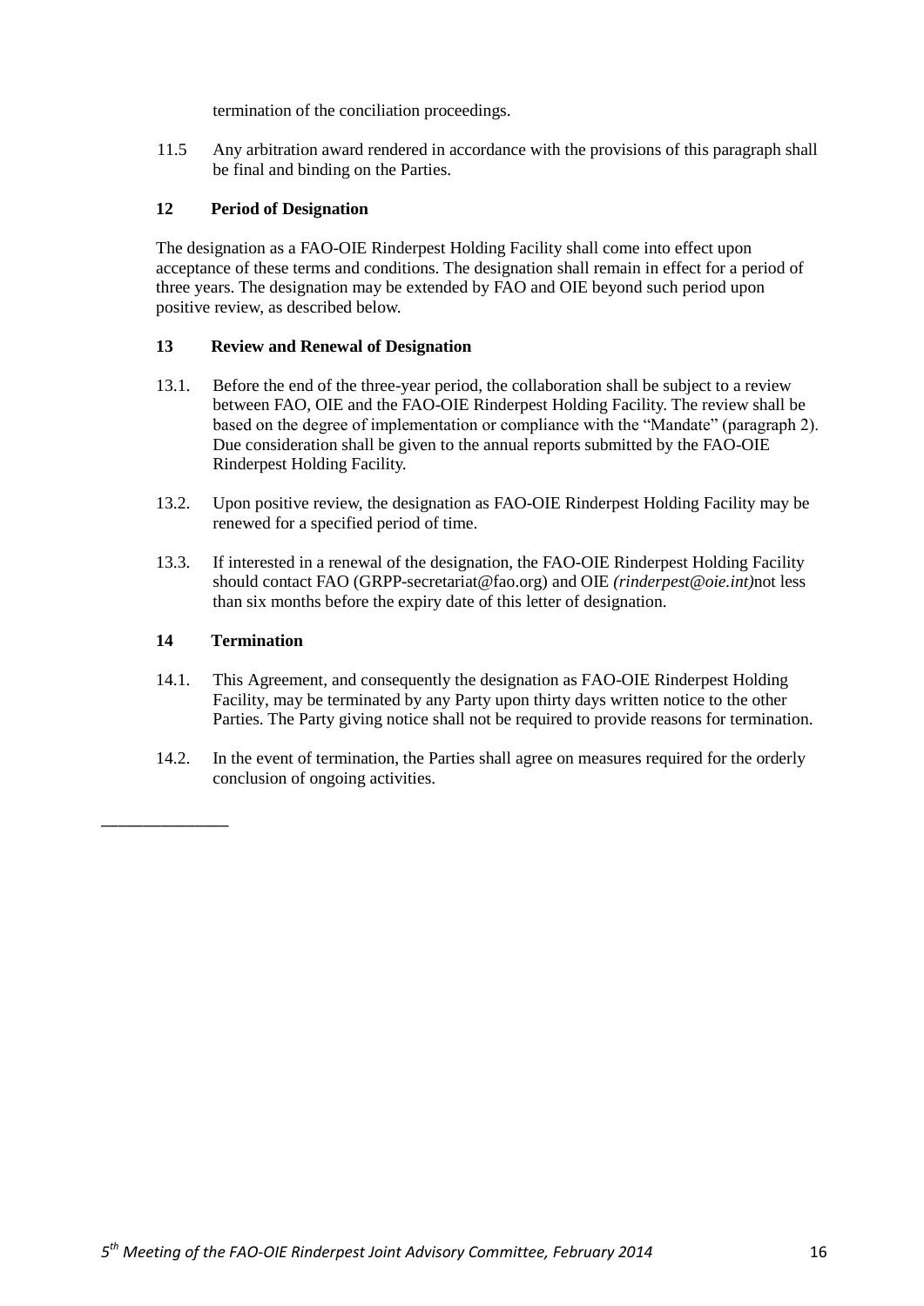termination of the conciliation proceedings.

11.5 Any arbitration award rendered in accordance with the provisions of this paragraph shall be final and binding on the Parties.

### 12 Period of Designation

The designation as a FAO-OIE Rinderpest Holding Facility shall come into effect upon acceptance of these terms and conditions. The designation shall remain in effect for a period of three years. The designation may be extended by FAO and OIE beyond such period upon positive review, as described below.

### 13 Review and Renewal of Designation

13.1. Before the end of the three-year period, the collaboration shall be subject to a review between FAO, OIE and the FAO-OIE Rinderpest Holding Facility. The review shall be based on the degree of implementation or compliance with the "Mandate" (paragraph 2). Due consideration shall be given to the annual reports submitted by the FAO-OIE Rinderpest Holding Facility.

13.2. Upon positive review, the designation as FAO-OIE Rinderpest Holding Facility may be renewed for a specified period of time.

13.3. If interested in a renewal of the designation, the FAO-OIE Rinderpest Holding Facility should contact FAO (GRPP-secretariat@fao.org) and OIE *(rinderpest@oie.int)*not less than six months before the expiry date of this letter of designation.

### 14 Termination

14.1. This Agreement, and consequently the designation as FAO-OIE Rinderpest Holding Facility, may be terminated by any Party upon thirty days written notice to the other Parties. The Party giving notice shall not be required to provide reasons for termination.

14.2. In the event of termination, the Parties shall agree on measures required for the orderly conclusion of ongoing activities.

______________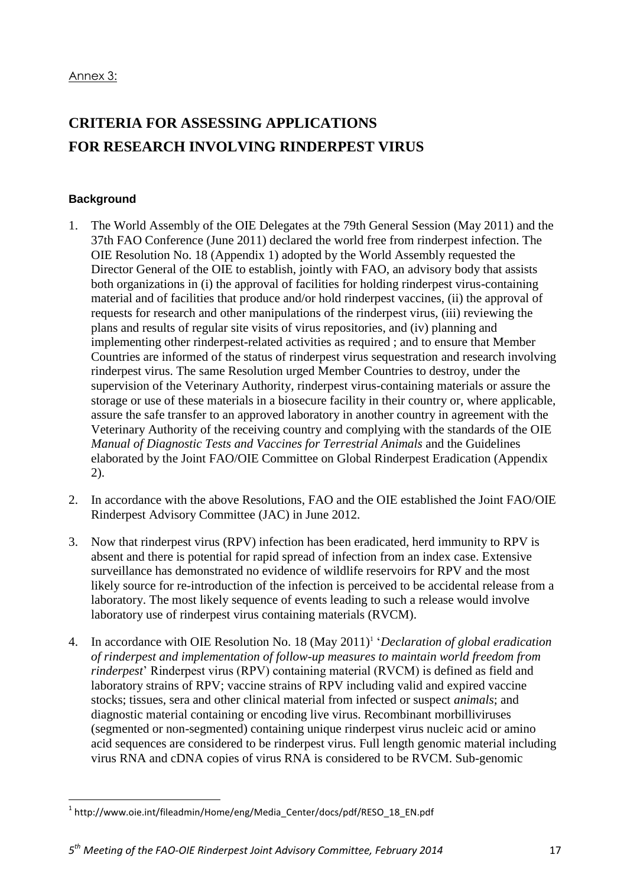Annex 3:

# CRITERIA FOR ASSESSING APPLICATIONS FOR RESEARCH INVOLVING RINDERPEST VIRUS

### Background

1. The World Assembly of the OIE Delegates at the 79th General Session (May 2011) and the 37th FAO Conference (June 2011) declared the world free from rinderpest infection. The OIE Resolution No. 18 (Appendix 1) adopted by the World Assembly requested the Director General of the OIE to establish, jointly with FAO, an advisory body that assists both organizations in (i) the approval of facilities for holding rinderpest virus-containing material and of facilities that produce and/or hold rinderpest vaccines, (ii) the approval of requests for research and other manipulations of the rinderpest virus, (iii) reviewing the plans and results of regular site visits of virus repositories, and (iv) planning and implementing other rinderpest-related activities as required ; and to ensure that Member Countries are informed of the status of rinderpest virus sequestration and research involving rinderpest virus. The same Resolution urged Member Countries to destroy, under the supervision of the Veterinary Authority, rinderpest virus-containing materials or assure the storage or use of these materials in a biosecure facility in their country or, where applicable, assure the safe transfer to an approved laboratory in another country in agreement with the Veterinary Authority of the receiving country and complying with the standards of the OIE *Manual of Diagnostic Tests and Vaccines for Terrestrial Animals* and the Guidelines elaborated by the Joint FAO/OIE Committee on Global Rinderpest Eradication (Appendix 2).

2. In accordance with the above Resolutions, FAO and the OIE established the Joint FAO/OIE Rinderpest Advisory Committee (JAC) in June 2012.

3. Now that rinderpest virus (RPV) infection has been eradicated, herd immunity to RPV is absent and there is potential for rapid spread of infection from an index case. Extensive surveillance has demonstrated no evidence of wildlife reservoirs for RPV and the most likely source for re-introduction of the infection is perceived to be accidental release from a laboratory. The most likely sequence of events leading to such a release would involve laboratory use of rinderpest virus containing materials (RVCM).

4. In accordance with OIE Resolution No. 18 (May 2011)[1] '*Declaration of global eradication of rinderpest and implementation of follow-up measures to maintain world freedom from rinderpest*' Rinderpest virus (RPV) containing material (RVCM) is defined as field and laboratory strains of RPV; vaccine strains of RPV including valid and expired vaccine stocks; tissues, sera and other clinical material from infected or suspect *animals*; and diagnostic material containing or encoding live virus. Recombinant morbilliviruses (segmented or non-segmented) containing unique rinderpest virus nucleic acid or amino acid sequences are considered to be rinderpest virus. Full length genomic material including virus RNA and cDNA copies of virus RNA is considered to be RVCM. Sub-genomic

[1] http://www.oie.int/fileadmin/Home/eng/Media_Center/docs/pdf/RESO_18_EN.pdf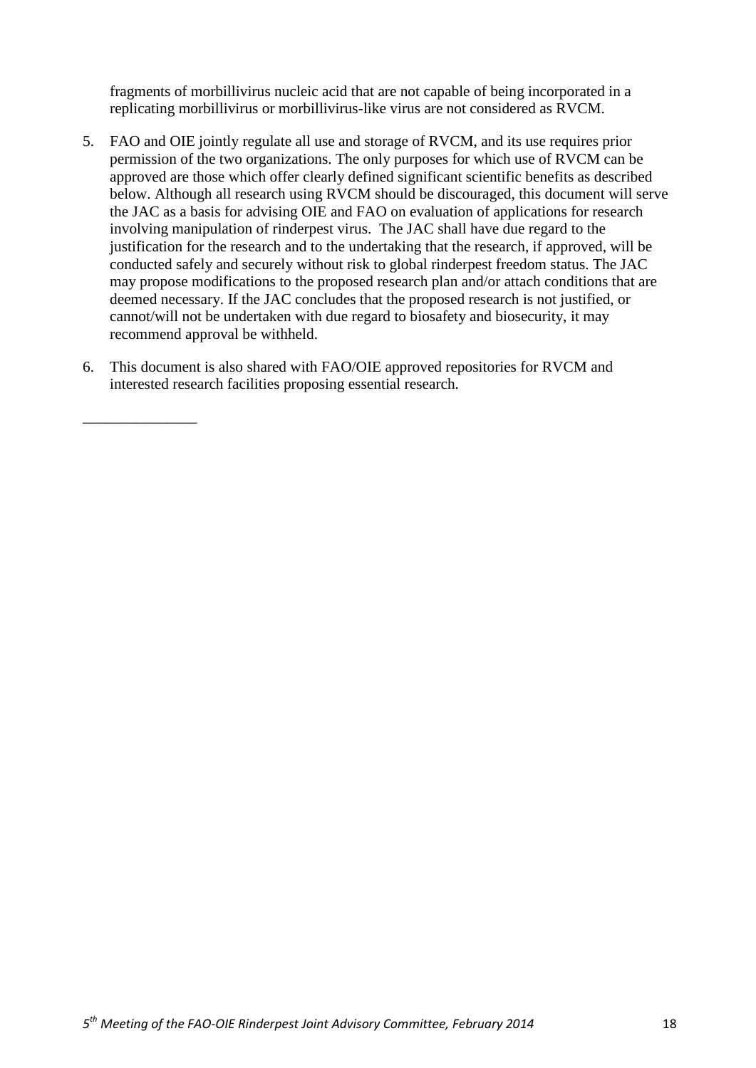fragments of morbillivirus nucleic acid that are not capable of being incorporated in a replicating morbillivirus or morbillivirus-like virus are not considered as RVCM.

5. FAO and OIE jointly regulate all use and storage of RVCM, and its use requires prior permission of the two organizations. The only purposes for which use of RVCM can be approved are those which offer clearly defined significant scientific benefits as described below. Although all research using RVCM should be discouraged, this document will serve the JAC as a basis for advising OIE and FAO on evaluation of applications for research involving manipulation of rinderpest virus. The JAC shall have due regard to the justification for the research and to the undertaking that the research, if approved, will be conducted safely and securely without risk to global rinderpest freedom status. The JAC may propose modifications to the proposed research plan and/or attach conditions that are deemed necessary. If the JAC concludes that the proposed research is not justified, or cannot/will not be undertaken with due regard to biosafety and biosecurity, it may recommend approval be withheld.

6. This document is also shared with FAO/OIE approved repositories for RVCM and interested research facilities proposing essential research.

_______________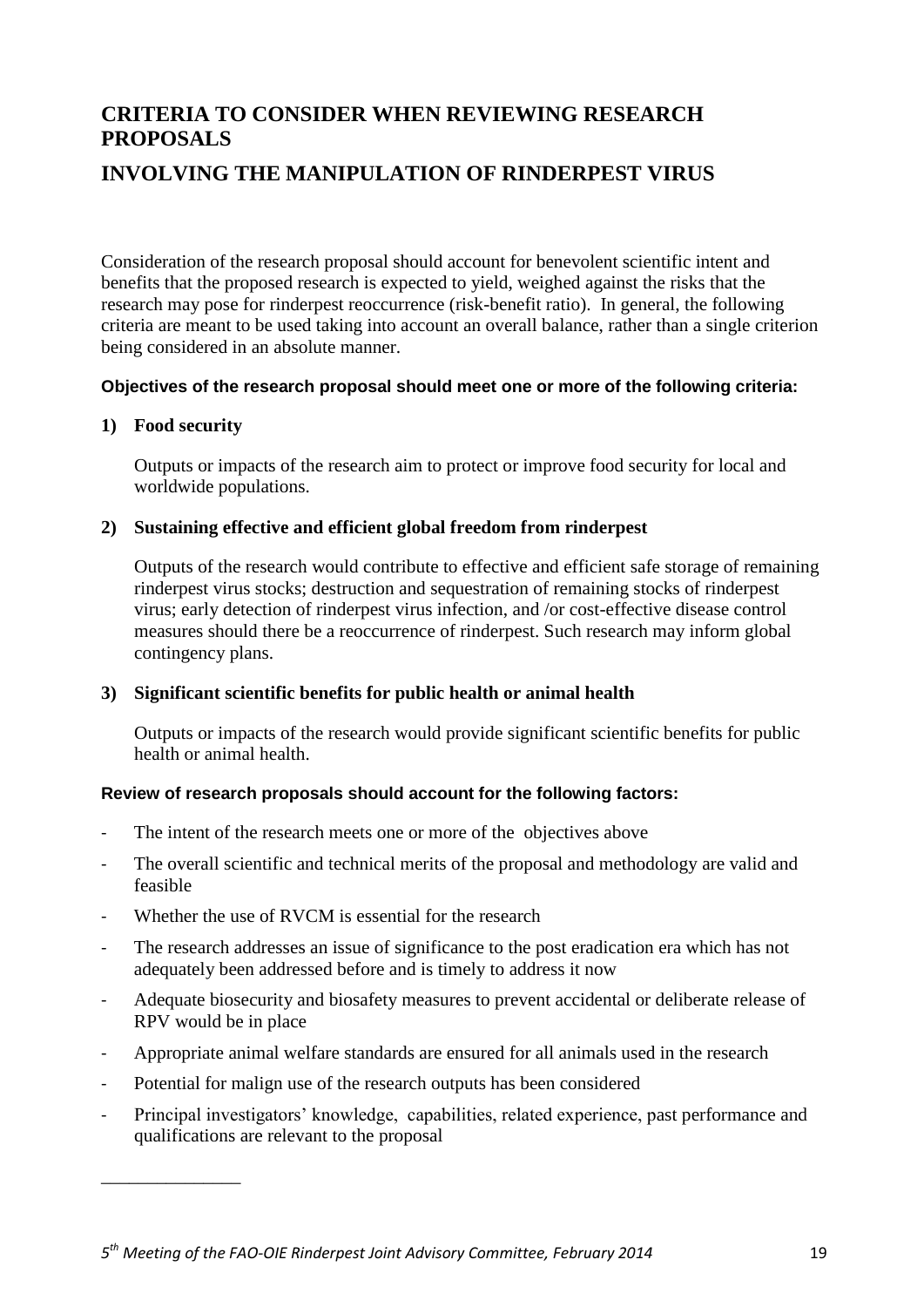# CRITERIA TO CONSIDER WHEN REVIEWING RESEARCH PROPOSALS

# INVOLVING THE MANIPULATION OF RINDERPEST VIRUS

Consideration of the research proposal should account for benevolent scientific intent and benefits that the proposed research is expected to yield, weighed against the risks that the research may pose for rinderpest reoccurrence (risk-benefit ratio). In general, the following criteria are meant to be used taking into account an overall balance, rather than a single criterion being considered in an absolute manner.

**Objectives of the research proposal should meet one or more of the following criteria:**

**1) Food security**

Outputs or impacts of the research aim to protect or improve food security for local and worldwide populations.

**2) Sustaining effective and efficient global freedom from rinderpest**

Outputs of the research would contribute to effective and efficient safe storage of remaining rinderpest virus stocks; destruction and sequestration of remaining stocks of rinderpest virus; early detection of rinderpest virus infection, and /or cost-effective disease control measures should there be a reoccurrence of rinderpest. Such research may inform global contingency plans.

**3) Significant scientific benefits for public health or animal health**

Outputs or impacts of the research would provide significant scientific benefits for public health or animal health.

**Review of research proposals should account for the following factors:**

- The intent of the research meets one or more of the objectives above
- The overall scientific and technical merits of the proposal and methodology are valid and feasible
- Whether the use of RVCM is essential for the research
- The research addresses an issue of significance to the post eradication era which has not adequately been addressed before and is timely to address it now
- Adequate biosecurity and biosafety measures to prevent accidental or deliberate release of RPV would be in place
- Appropriate animal welfare standards are ensured for all animals used in the research
- Potential for malign use of the research outputs has been considered
- Principal investigators' knowledge, capabilities, related experience, past performance and qualifications are relevant to the proposal